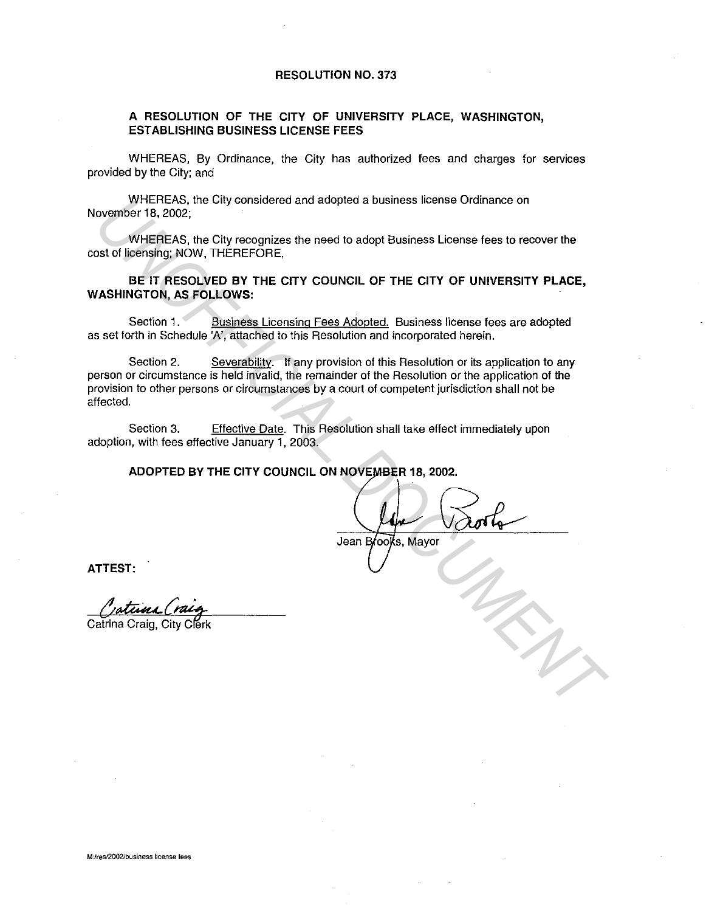# RESOLUTION NO. 373

## A RESOLUTION OF THE CITY OF UNIVERSITY PLACE, WASHINGTON, ESTABLISHING BUSINESS LICENSE FEES

WHEREAS, By Ordinance, the City has authorized fees and charges for services provided by the City; and

WHEREAS, the City considered and adopted a business license Ordinance on November 18, 2002;

WHEREAS, the City recognizes the need to adopt Business License fees to recover the cost of licensing; NOW, THEREFORE,

**BE IT RESOLVED BY THE CITY COUNCIL OF THE CITY OF UNIVERSITY PLACE, WASHINGTON, AS FOLLOWS:**

Section 1. Business Licensing Fees Adopted. Business license fees are adopted as set forth in Schedule 'A', attached to this Resolution and incorporated herein.

Section 2. Severability. If any provision of this Resolution or its application to any person or circumstance is held invalid, the remainder of the Resolution or the application of the provision to other persons or circumstances by a court of competent jurisdiction shall not be affected.

Section 3. Effective Date. This Resolution shall take effect immediately upon adoption, with fees effective January 1, 2003.

**ADOPTED BY THE CITY COUNCIL ON NOVEMBER 18, 2002.**

Jean Brooks, Mayor

**ATTEST:**

Catrina Craig, City Clerk

M:/res/2002/business license fees

UNOFFICIAL DOCUMENT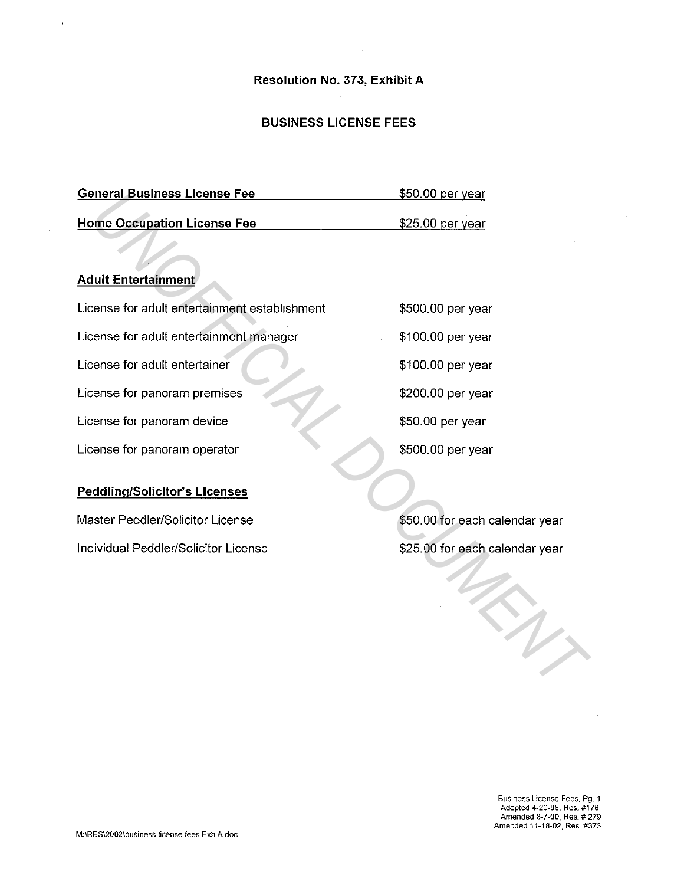**Resolution No. 373, Exhibit A**

**BUSINESS LICENSE FEES**

| | |
|---|---|
| **General Business License Fee** | $50.00 per year |
| **Home Occupation License Fee** | $25.00 per year |

**Adult Entertainment**

| | |
|---|---|
| License for adult entertainment establishment | $500.00 per year |
| License for adult entertainment manager | $100.00 per year |
| License for adult entertainer | $100.00 per year |
| License for panoram premises | $200.00 per year |
| License for panoram device | $50.00 per year |
| License for panoram operator | $500.00 per year |

**Peddling/Solicitor's Licenses**

| | |
|---|---|
| Master Peddler/Solicitor License | $50.00 for each calendar year |
| Individual Peddler/Solicitor License | $25.00 for each calendar year |

Business License Fees, Pg. 1
Adopted 4-20-98, Res. #176,
Amended 8-7-00, Res. # 279
Amended 11-18-02, Res. #373

M:\RES\2002\business license fees Exh A.doc